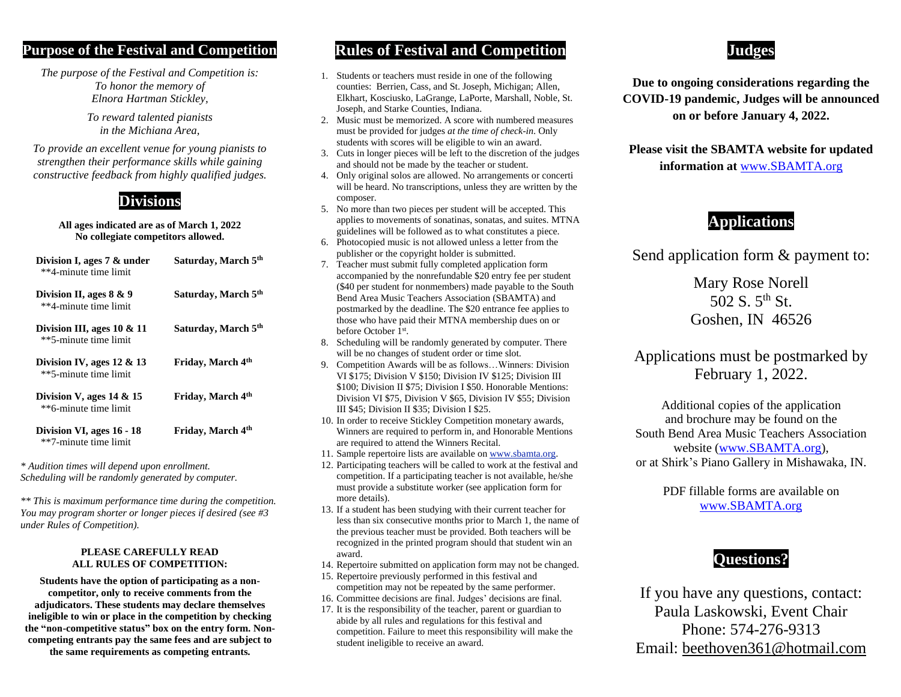## Purpose of the Festival and Competition

*The purpose of the Festival and Competition is:*
*To honor the memory of*
*Elnora Hartman Stickley,*

*To reward talented pianists*
*in the Michiana Area,*

*To provide an excellent venue for young pianists to strengthen their performance skills while gaining constructive feedback from highly qualified judges.*

## Divisions

**All ages indicated are as of March 1, 2022**
**No collegiate competitors allowed.**

| Division | Date |
|---|---|
| **Division I, ages 7 & under** **4-minute time limit | **Saturday, March 5th** |
| **Division II, ages 8 & 9** **4-minute time limit | **Saturday, March 5th** |
| **Division III, ages 10 & 11** **5-minute time limit | **Saturday, March 5th** |
| **Division IV, ages 12 & 13** **5-minute time limit | **Friday, March 4th** |
| **Division V, ages 14 & 15** **6-minute time limit | **Friday, March 4th** |
| **Division VI, ages 16 - 18** **7-minute time limit | **Friday, March 4th** |

*\* Audition times will depend upon enrollment. Scheduling will be randomly generated by computer.*

*\*\* This is maximum performance time during the competition. You may program shorter or longer pieces if desired (see #3 under Rules of Competition).*

**PLEASE CAREFULLY READ ALL RULES OF COMPETITION:**

**Students have the option of participating as a non-competitor, only to receive comments from the adjudicators. These students may declare themselves ineligible to win or place in the competition by checking the "non-competitive status" box on the entry form. Non-competing entrants pay the same fees and are subject to the same requirements as competing entrants.**

## Rules of Festival and Competition

1. Students or teachers must reside in one of the following counties: Berrien, Cass, and St. Joseph, Michigan; Allen, Elkhart, Kosciusko, LaGrange, LaPorte, Marshall, Noble, St. Joseph, and Starke Counties, Indiana.
2. Music must be memorized. A score with numbered measures must be provided for judges *at the time of check-in*. Only students with scores will be eligible to win an award.
3. Cuts in longer pieces will be left to the discretion of the judges and should not be made by the teacher or student.
4. Only original solos are allowed. No arrangements or concerti will be heard. No transcriptions, unless they are written by the composer.
5. No more than two pieces per student will be accepted. This applies to movements of sonatinas, sonatas, and suites. MTNA guidelines will be followed as to what constitutes a piece.
6. Photocopied music is not allowed unless a letter from the publisher or the copyright holder is submitted.
7. Teacher must submit fully completed application form accompanied by the nonrefundable $20 entry fee per student ($40 per student for nonmembers) made payable to the South Bend Area Music Teachers Association (SBAMTA) and postmarked by the deadline. The $20 entrance fee applies to those who have paid their MTNA membership dues on or before October 1st.
8. Scheduling will be randomly generated by computer. There will be no changes of student order or time slot.
9. Competition Awards will be as follows…Winners: Division VI $175; Division V $150; Division IV $125; Division III $100; Division II $75; Division I $50. Honorable Mentions: Division VI $75, Division V $65, Division IV $55; Division III $45; Division II $35; Division I $25.
10. In order to receive Stickley Competition monetary awards, Winners are required to perform in, and Honorable Mentions are required to attend the Winners Recital.
11. Sample repertoire lists are available on www.sbamta.org.
12. Participating teachers will be called to work at the festival and competition. If a participating teacher is not available, he/she must provide a substitute worker (see application form for more details).
13. If a student has been studying with their current teacher for less than six consecutive months prior to March 1, the name of the previous teacher must be provided. Both teachers will be recognized in the printed program should that student win an award.
14. Repertoire submitted on application form may not be changed.
15. Repertoire previously performed in this festival and competition may not be repeated by the same performer.
16. Committee decisions are final. Judges' decisions are final.
17. It is the responsibility of the teacher, parent or guardian to abide by all rules and regulations for this festival and competition. Failure to meet this responsibility will make the student ineligible to receive an award.

## Judges

**Due to ongoing considerations regarding the COVID-19 pandemic, Judges will be announced on or before January 4, 2022.**

**Please visit the SBAMTA website for updated information at** www.SBAMTA.org

## Applications

Send application form & payment to:

Mary Rose Norell
502 S. 5th St.
Goshen, IN 46526

Applications must be postmarked by February 1, 2022.

Additional copies of the application and brochure may be found on the South Bend Area Music Teachers Association website (www.SBAMTA.org), or at Shirk's Piano Gallery in Mishawaka, IN.

PDF fillable forms are available on www.SBAMTA.org

## Questions?

If you have any questions, contact:
Paula Laskowski, Event Chair
Phone: 574-276-9313
Email: beethoven361@hotmail.com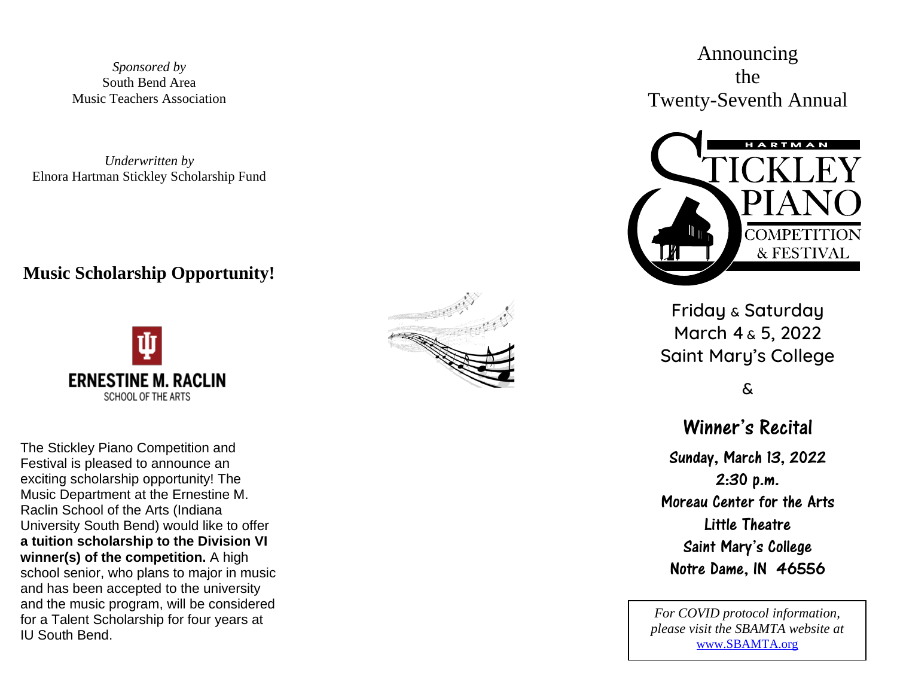*Sponsored by*
South Bend Area
Music Teachers Association

*Underwritten by*
Elnora Hartman Stickley Scholarship Fund

## Music Scholarship Opportunity!

ERNESTINE M. RACLIN
SCHOOL OF THE ARTS

The Stickley Piano Competition and Festival is pleased to announce an exciting scholarship opportunity! The Music Department at the Ernestine M. Raclin School of the Arts (Indiana University South Bend) would like to offer **a tuition scholarship to the Division VI winner(s) of the competition.** A high school senior, who plans to major in music and has been accepted to the university and the music program, will be considered for a Talent Scholarship for four years at IU South Bend.

Announcing
the
Twenty-Seventh Annual

# HARTMAN STICKLEY PIANO COMPETITION & FESTIVAL

Friday & Saturday
March 4 & 5, 2022
Saint Mary's College

&

## Winner's Recital

**Sunday, March 13, 2022**
**2:30 p.m.**
**Moreau Center for the Arts**
**Little Theatre**
**Saint Mary's College**
**Notre Dame, IN 46556**

*For COVID protocol information, please visit the SBAMTA website at* www.SBAMTA.org